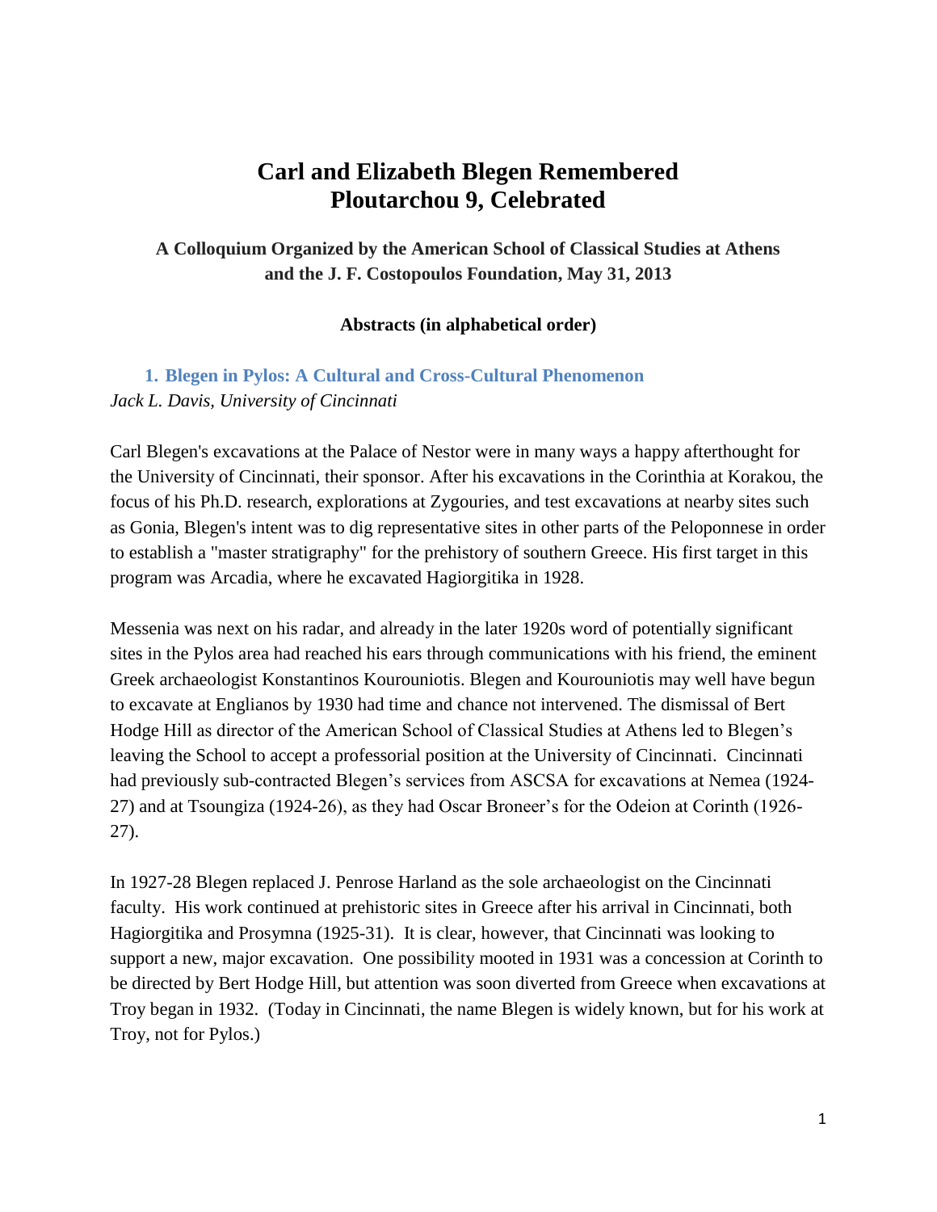# Carl and Elizabeth Blegen Remembered
# Ploutarchou 9, Celebrated

**A Colloquium Organized by the American School of Classical Studies at Athens and the J. F. Costopoulos Foundation, May 31, 2013**

**Abstracts (in alphabetical order)**

## 1. Blegen in Pylos: A Cultural and Cross-Cultural Phenomenon

*Jack L. Davis, University of Cincinnati*

Carl Blegen's excavations at the Palace of Nestor were in many ways a happy afterthought for the University of Cincinnati, their sponsor. After his excavations in the Corinthia at Korakou, the focus of his Ph.D. research, explorations at Zygouries, and test excavations at nearby sites such as Gonia, Blegen's intent was to dig representative sites in other parts of the Peloponnese in order to establish a "master stratigraphy" for the prehistory of southern Greece. His first target in this program was Arcadia, where he excavated Hagiorgitika in 1928.

Messenia was next on his radar, and already in the later 1920s word of potentially significant sites in the Pylos area had reached his ears through communications with his friend, the eminent Greek archaeologist Konstantinos Kourouniotis. Blegen and Kourouniotis may well have begun to excavate at Englianos by 1930 had time and chance not intervened. The dismissal of Bert Hodge Hill as director of the American School of Classical Studies at Athens led to Blegen's leaving the School to accept a professorial position at the University of Cincinnati. Cincinnati had previously sub-contracted Blegen's services from ASCSA for excavations at Nemea (1924-27) and at Tsoungiza (1924-26), as they had Oscar Broneer's for the Odeion at Corinth (1926-27).

In 1927-28 Blegen replaced J. Penrose Harland as the sole archaeologist on the Cincinnati faculty. His work continued at prehistoric sites in Greece after his arrival in Cincinnati, both Hagiorgitika and Prosymna (1925-31). It is clear, however, that Cincinnati was looking to support a new, major excavation. One possibility mooted in 1931 was a concession at Corinth to be directed by Bert Hodge Hill, but attention was soon diverted from Greece when excavations at Troy began in 1932. (Today in Cincinnati, the name Blegen is widely known, but for his work at Troy, not for Pylos.)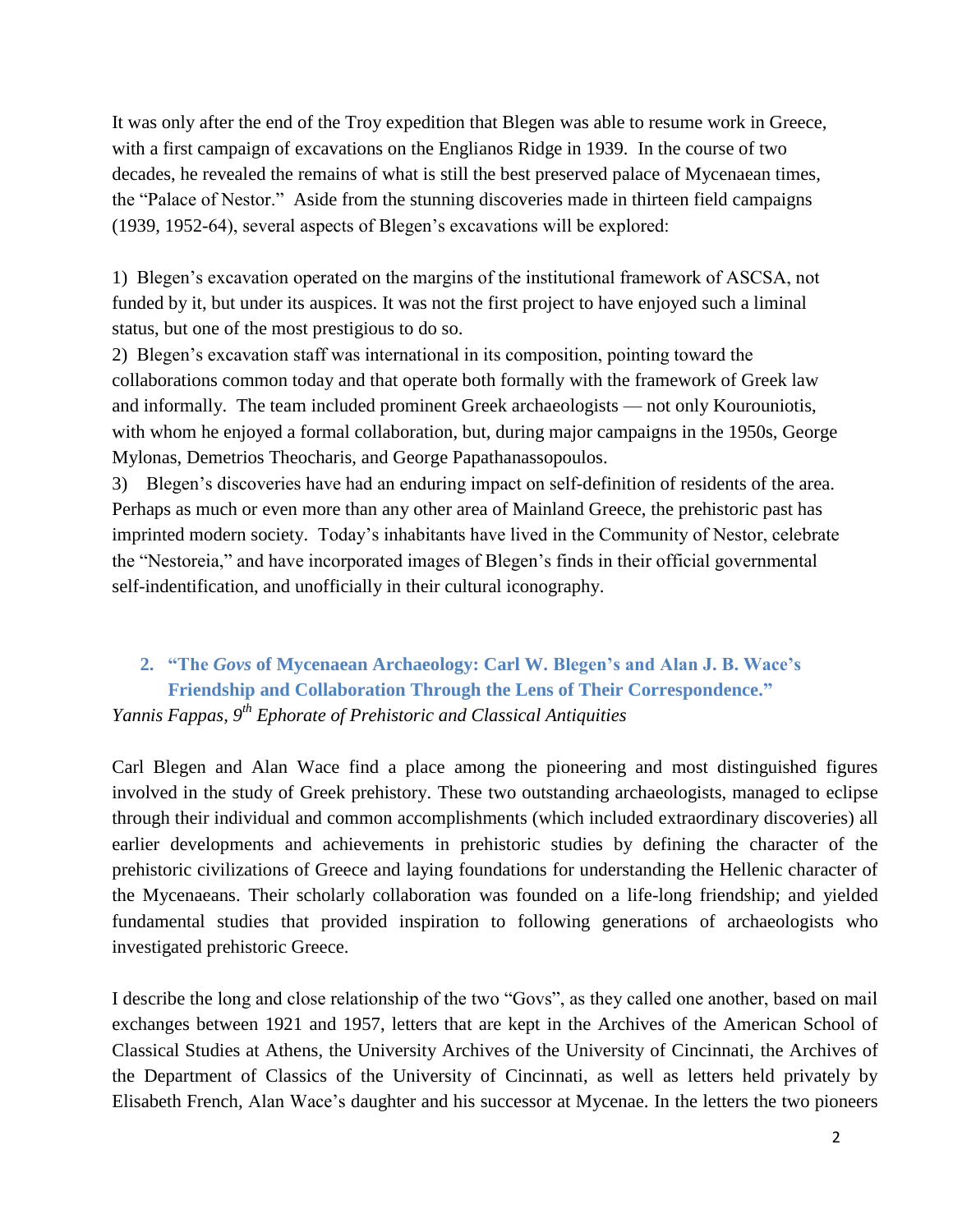It was only after the end of the Troy expedition that Blegen was able to resume work in Greece, with a first campaign of excavations on the Englianos Ridge in 1939. In the course of two decades, he revealed the remains of what is still the best preserved palace of Mycenaean times, the "Palace of Nestor." Aside from the stunning discoveries made in thirteen field campaigns (1939, 1952-64), several aspects of Blegen's excavations will be explored:

1) Blegen's excavation operated on the margins of the institutional framework of ASCSA, not funded by it, but under its auspices. It was not the first project to have enjoyed such a liminal status, but one of the most prestigious to do so.
2) Blegen's excavation staff was international in its composition, pointing toward the collaborations common today and that operate both formally with the framework of Greek law and informally. The team included prominent Greek archaeologists — not only Kourouniotis, with whom he enjoyed a formal collaboration, but, during major campaigns in the 1950s, George Mylonas, Demetrios Theocharis, and George Papathanassopoulos.
3) Blegen's discoveries have had an enduring impact on self-definition of residents of the area. Perhaps as much or even more than any other area of Mainland Greece, the prehistoric past has imprinted modern society. Today's inhabitants have lived in the Community of Nestor, celebrate the "Nestoreia," and have incorporated images of Blegen's finds in their official governmental self-indentification, and unofficially in their cultural iconography.

## 2. "The *Govs* of Mycenaean Archaeology: Carl W. Blegen's and Alan J. B. Wace's Friendship and Collaboration Through the Lens of Their Correspondence."

*Yannis Fappas, 9th Ephorate of Prehistoric and Classical Antiquities*

Carl Blegen and Alan Wace find a place among the pioneering and most distinguished figures involved in the study of Greek prehistory. These two outstanding archaeologists, managed to eclipse through their individual and common accomplishments (which included extraordinary discoveries) all earlier developments and achievements in prehistoric studies by defining the character of the prehistoric civilizations of Greece and laying foundations for understanding the Hellenic character of the Mycenaeans. Their scholarly collaboration was founded on a life-long friendship; and yielded fundamental studies that provided inspiration to following generations of archaeologists who investigated prehistoric Greece.

I describe the long and close relationship of the two "Govs", as they called one another, based on mail exchanges between 1921 and 1957, letters that are kept in the Archives of the American School of Classical Studies at Athens, the University Archives of the University of Cincinnati, the Archives of the Department of Classics of the University of Cincinnati, as well as letters held privately by Elisabeth French, Alan Wace's daughter and his successor at Mycenae. In the letters the two pioneers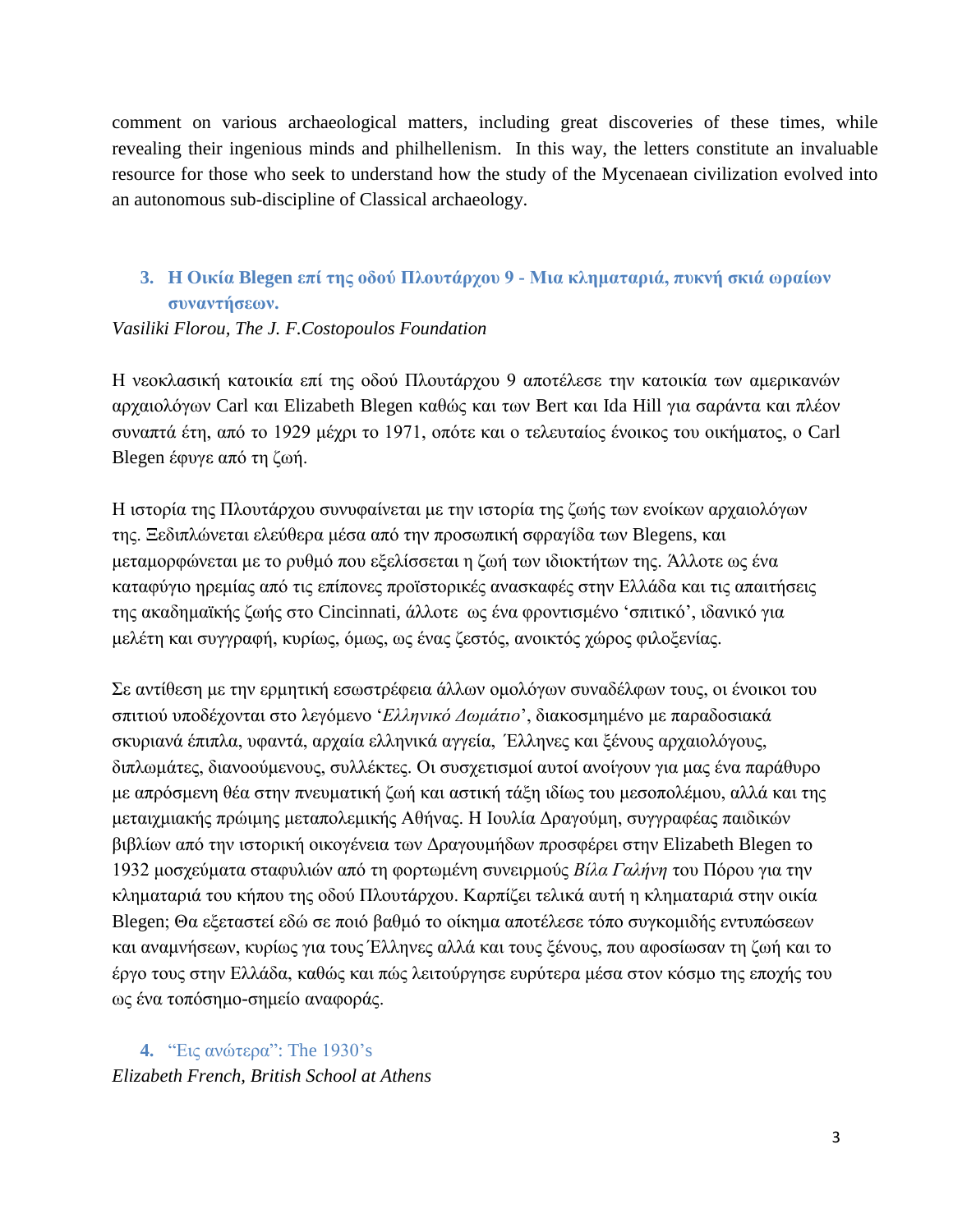comment on various archaeological matters, including great discoveries of these times, while revealing their ingenious minds and philhellenism. In this way, the letters constitute an invaluable resource for those who seek to understand how the study of the Mycenaean civilization evolved into an autonomous sub-discipline of Classical archaeology.

### 3. Η Οικία Blegen επί της οδού Πλουτάρχου 9 - Μια κληματαριά, πυκνή σκιά ωραίων συναντήσεων.

*Vasiliki Florou, The J. F.Costopoulos Foundation*

Η νεοκλασική κατοικία επί της οδού Πλουτάρχου 9 αποτέλεσε την κατοικία των αμερικανών αρχαιολόγων Carl και Elizabeth Blegen καθώς και των Bert και Ida Hill για σαράντα και πλέον συναπτά έτη, από το 1929 μέχρι το 1971, οπότε και ο τελευταίος ένοικος του οικήματος, ο Carl Blegen έφυγε από τη ζωή.

Η ιστορία της Πλουτάρχου συνυφαίνεται με την ιστορία της ζωής των ενοίκων αρχαιολόγων της. Ξεδιπλώνεται ελεύθερα μέσα από την προσωπική σφραγίδα των Blegens, και μεταμορφώνεται με το ρυθμό που εξελίσσεται η ζωή των ιδιοκτήτων της. Άλλοτε ως ένα καταφύγιο ηρεμίας από τις επίπονες προϊστορικές ανασκαφές στην Ελλάδα και τις απαιτήσεις της ακαδημαϊκής ζωής στο Cincinnati, άλλοτε ως ένα φροντισμένο 'σπιτικό', ιδανικό για μελέτη και συγγραφή, κυρίως, όμως, ως ένας ζεστός, ανοικτός χώρος φιλοξενίας.

Σε αντίθεση με την ερμητική εσωστρέφεια άλλων ομολόγων συναδέλφων τους, οι ένοικοι του σπιτιού υποδέχονται στο λεγόμενο '*Ελληνικό Δωμάτιο*', διακοσμημένο με παραδοσιακά σκυριανά έπιπλα, υφαντά, αρχαία ελληνικά αγγεία, Έλληνες και ξένους αρχαιολόγους, διπλωμάτες, διανοούμενους, συλλέκτες. Οι συσχετισμοί αυτοί ανοίγουν για μας ένα παράθυρο με απρόσμενη θέα στην πνευματική ζωή και αστική τάξη ιδίως του μεσοπολέμου, αλλά και της μεταιχμιακής πρώιμης μεταπολεμικής Αθήνας. Η Ιουλία Δραγούμη, συγγραφέας παιδικών βιβλίων από την ιστορική οικογένεια των Δραγουμήδων προσφέρει στην Elizabeth Blegen το 1932 μοσχεύματα σταφυλιών από τη φορτωμένη συνειρμούς *Βίλα Γαλήνη* του Πόρου για την κληματαριά του κήπου της οδού Πλουτάρχου. Καρπίζει τελικά αυτή η κληματαριά στην οικία Blegen; Θα εξεταστεί εδώ σε ποιό βαθμό το οίκημα αποτέλεσε τόπο συγκομιδής εντυπώσεων και αναμνήσεων, κυρίως για τους Έλληνες αλλά και τους ξένους, που αφοσίωσαν τη ζωή και το έργο τους στην Ελλάδα, καθώς και πώς λειτούργησε ευρύτερα μέσα στον κόσμο της εποχής του ως ένα τοπόσημο-σημείο αναφοράς.

### 4. "Εις ανώτερα": The 1930's

*Elizabeth French, British School at Athens*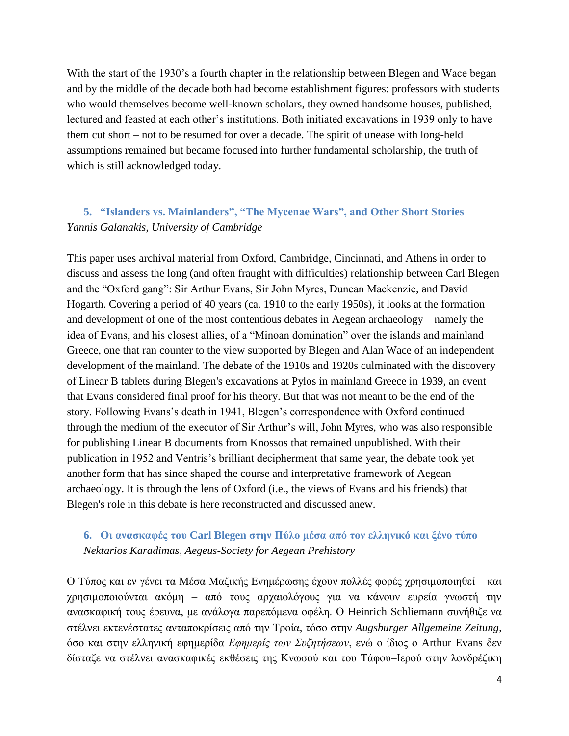With the start of the 1930's a fourth chapter in the relationship between Blegen and Wace began and by the middle of the decade both had become establishment figures: professors with students who would themselves become well-known scholars, they owned handsome houses, published, lectured and feasted at each other's institutions. Both initiated excavations in 1939 only to have them cut short – not to be resumed for over a decade. The spirit of unease with long-held assumptions remained but became focused into further fundamental scholarship, the truth of which is still acknowledged today.

### 5. "Islanders vs. Mainlanders", "The Mycenae Wars", and Other Short Stories

*Yannis Galanakis, University of Cambridge*

This paper uses archival material from Oxford, Cambridge, Cincinnati, and Athens in order to discuss and assess the long (and often fraught with difficulties) relationship between Carl Blegen and the "Oxford gang": Sir Arthur Evans, Sir John Myres, Duncan Mackenzie, and David Hogarth. Covering a period of 40 years (ca. 1910 to the early 1950s), it looks at the formation and development of one of the most contentious debates in Aegean archaeology – namely the idea of Evans, and his closest allies, of a "Minoan domination" over the islands and mainland Greece, one that ran counter to the view supported by Blegen and Alan Wace of an independent development of the mainland. The debate of the 1910s and 1920s culminated with the discovery of Linear B tablets during Blegen's excavations at Pylos in mainland Greece in 1939, an event that Evans considered final proof for his theory. But that was not meant to be the end of the story. Following Evans's death in 1941, Blegen's correspondence with Oxford continued through the medium of the executor of Sir Arthur's will, John Myres, who was also responsible for publishing Linear B documents from Knossos that remained unpublished. With their publication in 1952 and Ventris's brilliant decipherment that same year, the debate took yet another form that has since shaped the course and interpretative framework of Aegean archaeology. It is through the lens of Oxford (i.e., the views of Evans and his friends) that Blegen's role in this debate is here reconstructed and discussed anew.

### 6. Οι ανασκαφές του Carl Blegen στην Πύλο μέσα από τον ελληνικό και ξένο τύπο

*Nektarios Karadimas, Aegeus-Society for Aegean Prehistory*

Ο Τύπος και εν γένει τα Μέσα Μαζικής Ενημέρωσης έχουν πολλές φορές χρησιμοποιηθεί – και χρησιμοποιούνται ακόμη – από τους αρχαιολόγους για να κάνουν ευρεία γνωστή την ανασκαφική τους έρευνα, με ανάλογα παρεπόμενα οφέλη. Ο Heinrich Schliemann συνήθιζε να στέλνει εκτενέστατες ανταποκρίσεις από την Τροία, τόσο στην *Augsburger Allgemeine Zeitung*, όσο και στην ελληνική εφημερίδα *Εφημερίς των Συζητήσεων*, ενώ ο ίδιος ο Arthur Evans δεν δίσταζε να στέλνει ανασκαφικές εκθέσεις της Κνωσού και του Τάφου–Ιερού στην λονδρέζικη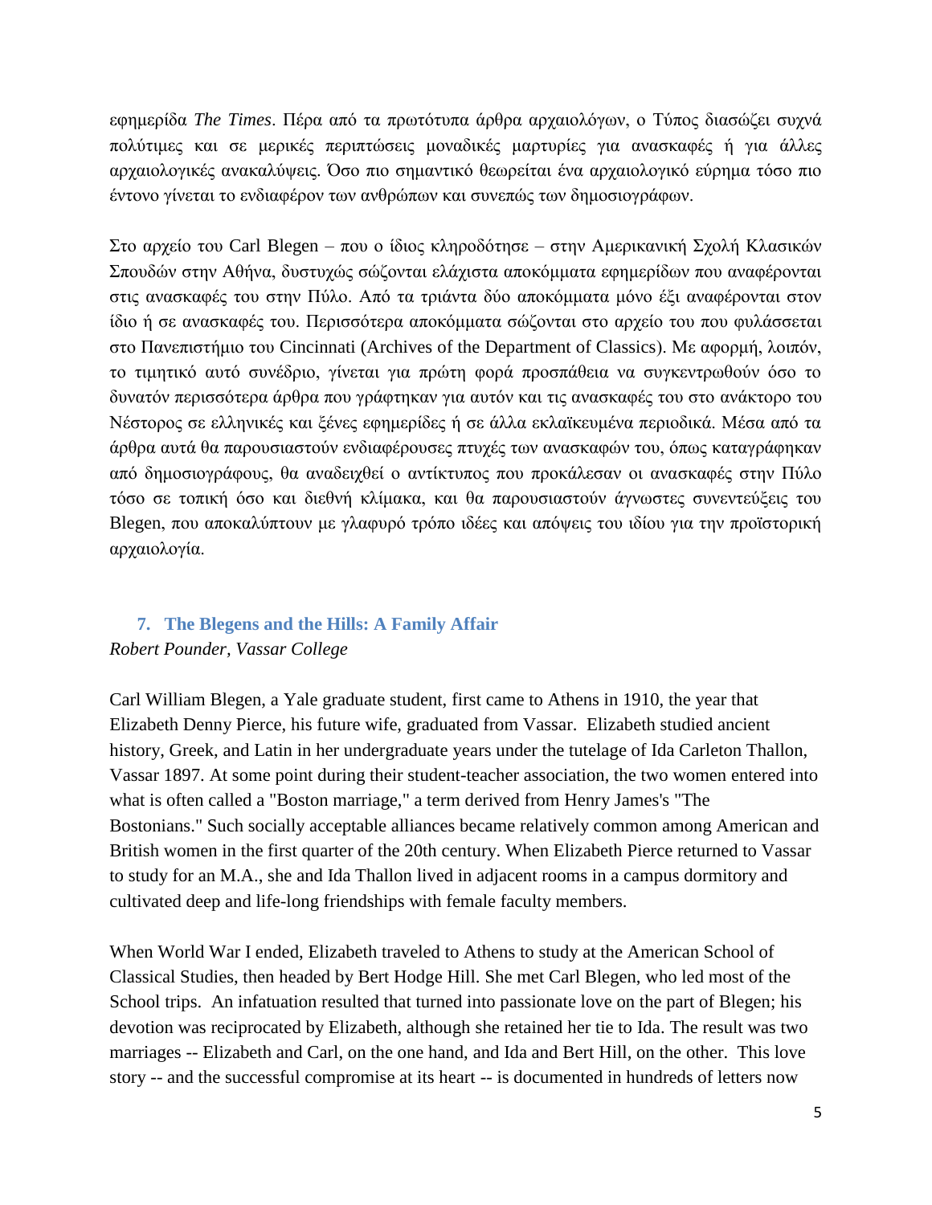εφημερίδα *The Times*. Πέρα από τα πρωτότυπα άρθρα αρχαιολόγων, ο Τύπος διασώζει συχνά πολύτιμες και σε μερικές περιπτώσεις μοναδικές μαρτυρίες για ανασκαφές ή για άλλες αρχαιολογικές ανακαλύψεις. Όσο πιο σημαντικό θεωρείται ένα αρχαιολογικό εύρημα τόσο πιο έντονο γίνεται το ενδιαφέρον των ανθρώπων και συνεπώς των δημοσιογράφων.

Στο αρχείο του Carl Blegen – που ο ίδιος κληροδότησε – στην Αμερικανική Σχολή Κλασικών Σπουδών στην Αθήνα, δυστυχώς σώζονται ελάχιστα αποκόμματα εφημερίδων που αναφέρονται στις ανασκαφές του στην Πύλο. Από τα τριάντα δύο αποκόμματα μόνο έξι αναφέρονται στον ίδιο ή σε ανασκαφές του. Περισσότερα αποκόμματα σώζονται στο αρχείο του που φυλάσσεται στο Πανεπιστήμιο του Cincinnati (Archives of the Department of Classics). Με αφορμή, λοιπόν, το τιμητικό αυτό συνέδριο, γίνεται για πρώτη φορά προσπάθεια να συγκεντρωθούν όσο το δυνατόν περισσότερα άρθρα που γράφτηκαν για αυτόν και τις ανασκαφές του στο ανάκτορο του Νέστορος σε ελληνικές και ξένες εφημερίδες ή σε άλλα εκλαϊκευμένα περιοδικά. Μέσα από τα άρθρα αυτά θα παρουσιαστούν ενδιαφέρουσες πτυχές των ανασκαφών του, όπως καταγράφηκαν από δημοσιογράφους, θα αναδειχθεί ο αντίκτυπος που προκάλεσαν οι ανασκαφές στην Πύλο τόσο σε τοπική όσο και διεθνή κλίμακα, και θα παρουσιαστούν άγνωστες συνεντεύξεις του Blegen, που αποκαλύπτουν με γλαφυρό τρόπο ιδέες και απόψεις του ιδίου για την προϊστορική αρχαιολογία.

## 7. The Blegens and the Hills: A Family Affair

*Robert Pounder, Vassar College*

Carl William Blegen, a Yale graduate student, first came to Athens in 1910, the year that Elizabeth Denny Pierce, his future wife, graduated from Vassar. Elizabeth studied ancient history, Greek, and Latin in her undergraduate years under the tutelage of Ida Carleton Thallon, Vassar 1897. At some point during their student-teacher association, the two women entered into what is often called a "Boston marriage," a term derived from Henry James's "The Bostonians." Such socially acceptable alliances became relatively common among American and British women in the first quarter of the 20th century. When Elizabeth Pierce returned to Vassar to study for an M.A., she and Ida Thallon lived in adjacent rooms in a campus dormitory and cultivated deep and life-long friendships with female faculty members.

When World War I ended, Elizabeth traveled to Athens to study at the American School of Classical Studies, then headed by Bert Hodge Hill. She met Carl Blegen, who led most of the School trips. An infatuation resulted that turned into passionate love on the part of Blegen; his devotion was reciprocated by Elizabeth, although she retained her tie to Ida. The result was two marriages -- Elizabeth and Carl, on the one hand, and Ida and Bert Hill, on the other. This love story -- and the successful compromise at its heart -- is documented in hundreds of letters now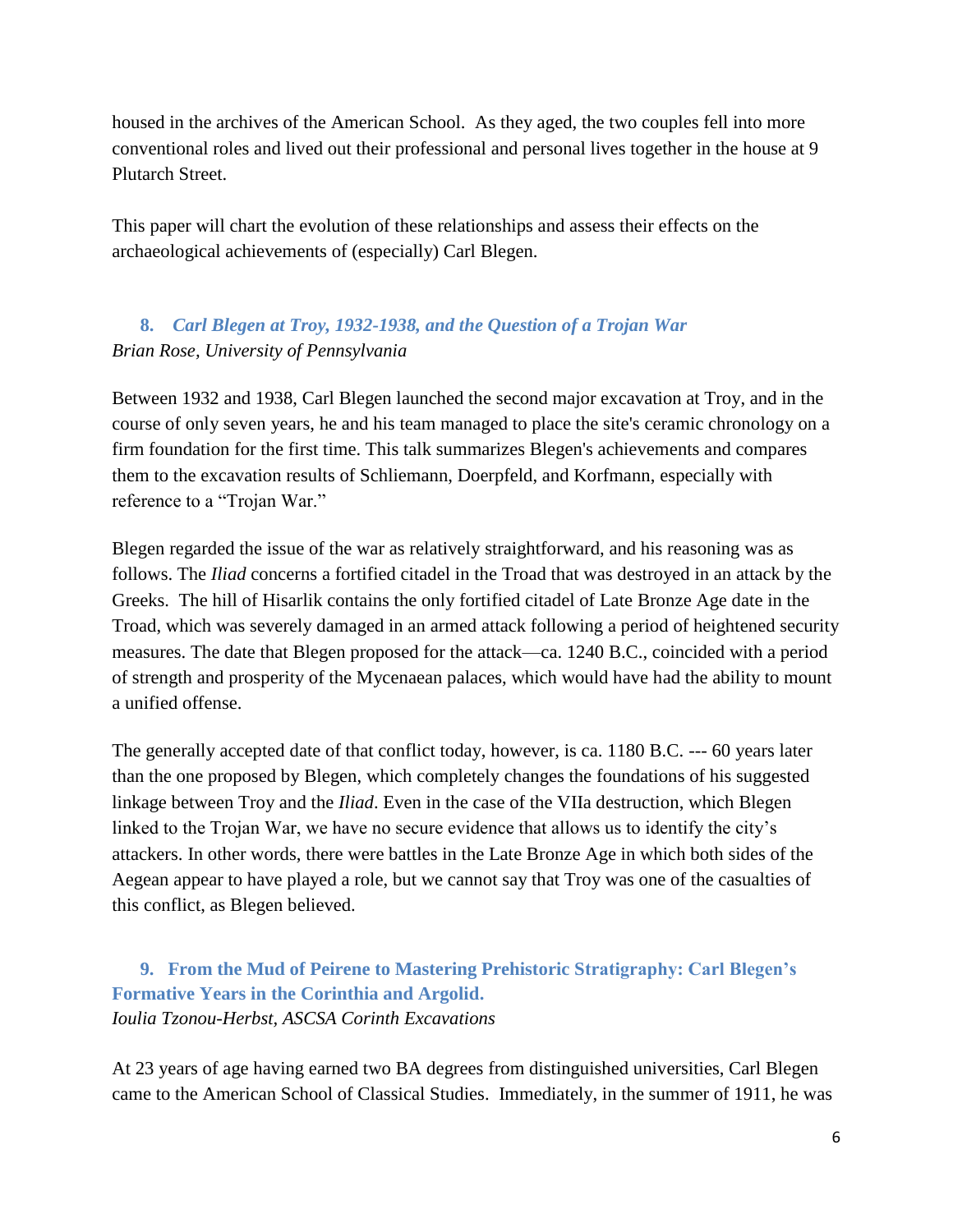housed in the archives of the American School. As they aged, the two couples fell into more conventional roles and lived out their professional and personal lives together in the house at 9 Plutarch Street.

This paper will chart the evolution of these relationships and assess their effects on the archaeological achievements of (especially) Carl Blegen.

### 8. *Carl Blegen at Troy, 1932-1938, and the Question of a Trojan War*

*Brian Rose, University of Pennsylvania*

Between 1932 and 1938, Carl Blegen launched the second major excavation at Troy, and in the course of only seven years, he and his team managed to place the site's ceramic chronology on a firm foundation for the first time. This talk summarizes Blegen's achievements and compares them to the excavation results of Schliemann, Doerpfeld, and Korfmann, especially with reference to a "Trojan War."

Blegen regarded the issue of the war as relatively straightforward, and his reasoning was as follows. The *Iliad* concerns a fortified citadel in the Troad that was destroyed in an attack by the Greeks. The hill of Hisarlik contains the only fortified citadel of Late Bronze Age date in the Troad, which was severely damaged in an armed attack following a period of heightened security measures. The date that Blegen proposed for the attack—ca. 1240 B.C., coincided with a period of strength and prosperity of the Mycenaean palaces, which would have had the ability to mount a unified offense.

The generally accepted date of that conflict today, however, is ca. 1180 B.C. --- 60 years later than the one proposed by Blegen, which completely changes the foundations of his suggested linkage between Troy and the *Iliad*. Even in the case of the VIIa destruction, which Blegen linked to the Trojan War, we have no secure evidence that allows us to identify the city's attackers. In other words, there were battles in the Late Bronze Age in which both sides of the Aegean appear to have played a role, but we cannot say that Troy was one of the casualties of this conflict, as Blegen believed.

### 9. **From the Mud of Peirene to Mastering Prehistoric Stratigraphy: Carl Blegen's Formative Years in the Corinthia and Argolid.**

*Ioulia Tzonou-Herbst, ASCSA Corinth Excavations*

At 23 years of age having earned two BA degrees from distinguished universities, Carl Blegen came to the American School of Classical Studies. Immediately, in the summer of 1911, he was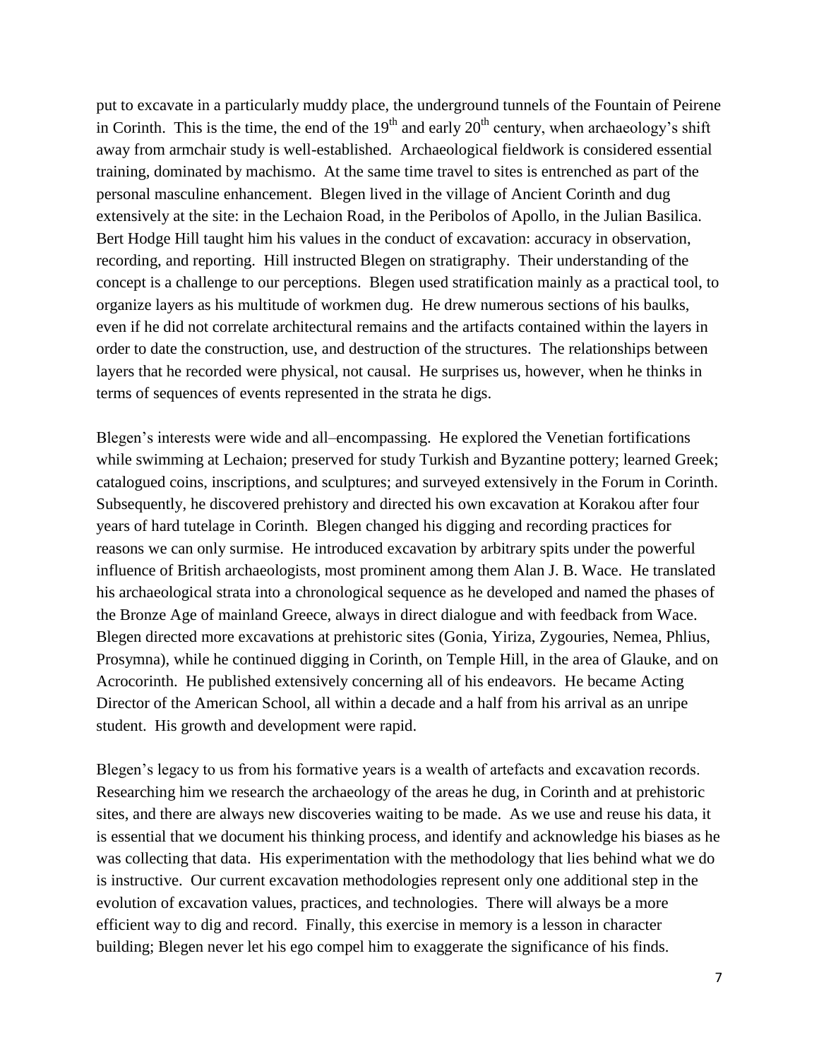put to excavate in a particularly muddy place, the underground tunnels of the Fountain of Peirene in Corinth. This is the time, the end of the 19th and early 20th century, when archaeology's shift away from armchair study is well-established. Archaeological fieldwork is considered essential training, dominated by machismo. At the same time travel to sites is entrenched as part of the personal masculine enhancement. Blegen lived in the village of Ancient Corinth and dug extensively at the site: in the Lechaion Road, in the Peribolos of Apollo, in the Julian Basilica. Bert Hodge Hill taught him his values in the conduct of excavation: accuracy in observation, recording, and reporting. Hill instructed Blegen on stratigraphy. Their understanding of the concept is a challenge to our perceptions. Blegen used stratification mainly as a practical tool, to organize layers as his multitude of workmen dug. He drew numerous sections of his baulks, even if he did not correlate architectural remains and the artifacts contained within the layers in order to date the construction, use, and destruction of the structures. The relationships between layers that he recorded were physical, not causal. He surprises us, however, when he thinks in terms of sequences of events represented in the strata he digs.

Blegen's interests were wide and all–encompassing. He explored the Venetian fortifications while swimming at Lechaion; preserved for study Turkish and Byzantine pottery; learned Greek; catalogued coins, inscriptions, and sculptures; and surveyed extensively in the Forum in Corinth. Subsequently, he discovered prehistory and directed his own excavation at Korakou after four years of hard tutelage in Corinth. Blegen changed his digging and recording practices for reasons we can only surmise. He introduced excavation by arbitrary spits under the powerful influence of British archaeologists, most prominent among them Alan J. B. Wace. He translated his archaeological strata into a chronological sequence as he developed and named the phases of the Bronze Age of mainland Greece, always in direct dialogue and with feedback from Wace. Blegen directed more excavations at prehistoric sites (Gonia, Yiriza, Zygouries, Nemea, Phlius, Prosymna), while he continued digging in Corinth, on Temple Hill, in the area of Glauke, and on Acrocorinth. He published extensively concerning all of his endeavors. He became Acting Director of the American School, all within a decade and a half from his arrival as an unripe student. His growth and development were rapid.

Blegen's legacy to us from his formative years is a wealth of artefacts and excavation records. Researching him we research the archaeology of the areas he dug, in Corinth and at prehistoric sites, and there are always new discoveries waiting to be made. As we use and reuse his data, it is essential that we document his thinking process, and identify and acknowledge his biases as he was collecting that data. His experimentation with the methodology that lies behind what we do is instructive. Our current excavation methodologies represent only one additional step in the evolution of excavation values, practices, and technologies. There will always be a more efficient way to dig and record. Finally, this exercise in memory is a lesson in character building; Blegen never let his ego compel him to exaggerate the significance of his finds.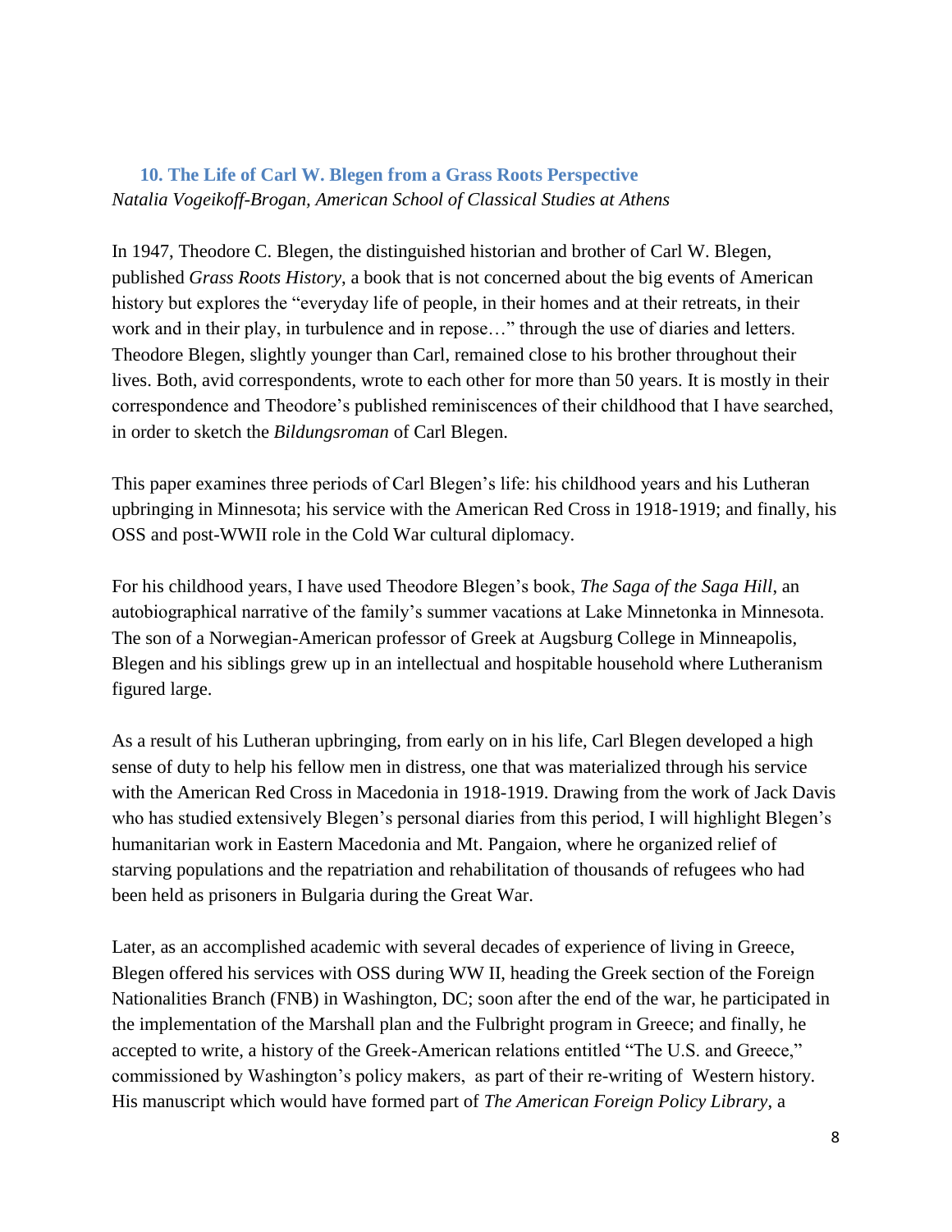## 10. The Life of Carl W. Blegen from a Grass Roots Perspective

*Natalia Vogeikoff-Brogan, American School of Classical Studies at Athens*

In 1947, Theodore C. Blegen, the distinguished historian and brother of Carl W. Blegen, published *Grass Roots History*, a book that is not concerned about the big events of American history but explores the "everyday life of people, in their homes and at their retreats, in their work and in their play, in turbulence and in repose…" through the use of diaries and letters. Theodore Blegen, slightly younger than Carl, remained close to his brother throughout their lives. Both, avid correspondents, wrote to each other for more than 50 years. It is mostly in their correspondence and Theodore's published reminiscences of their childhood that I have searched, in order to sketch the *Bildungsroman* of Carl Blegen.

This paper examines three periods of Carl Blegen's life: his childhood years and his Lutheran upbringing in Minnesota; his service with the American Red Cross in 1918-1919; and finally, his OSS and post-WWII role in the Cold War cultural diplomacy.

For his childhood years, I have used Theodore Blegen's book, *The Saga of the Saga Hill*, an autobiographical narrative of the family's summer vacations at Lake Minnetonka in Minnesota. The son of a Norwegian-American professor of Greek at Augsburg College in Minneapolis, Blegen and his siblings grew up in an intellectual and hospitable household where Lutheranism figured large.

As a result of his Lutheran upbringing, from early on in his life, Carl Blegen developed a high sense of duty to help his fellow men in distress, one that was materialized through his service with the American Red Cross in Macedonia in 1918-1919. Drawing from the work of Jack Davis who has studied extensively Blegen's personal diaries from this period, I will highlight Blegen's humanitarian work in Eastern Macedonia and Mt. Pangaion, where he organized relief of starving populations and the repatriation and rehabilitation of thousands of refugees who had been held as prisoners in Bulgaria during the Great War.

Later, as an accomplished academic with several decades of experience of living in Greece, Blegen offered his services with OSS during WW II, heading the Greek section of the Foreign Nationalities Branch (FNB) in Washington, DC; soon after the end of the war, he participated in the implementation of the Marshall plan and the Fulbright program in Greece; and finally, he accepted to write, a history of the Greek-American relations entitled "The U.S. and Greece," commissioned by Washington's policy makers, as part of their re-writing of Western history. His manuscript which would have formed part of *The American Foreign Policy Library*, a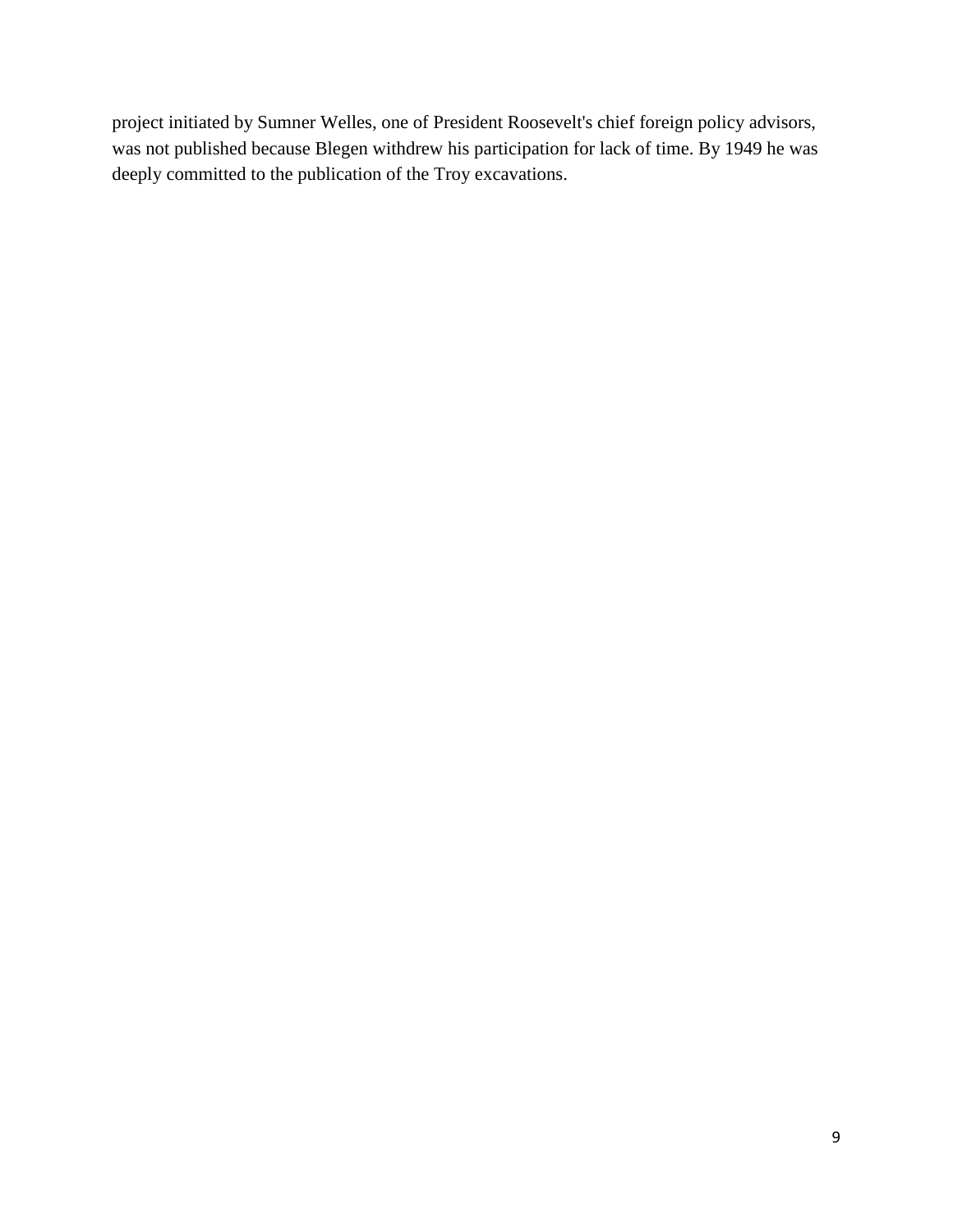project initiated by Sumner Welles, one of President Roosevelt's chief foreign policy advisors, was not published because Blegen withdrew his participation for lack of time. By 1949 he was deeply committed to the publication of the Troy excavations.